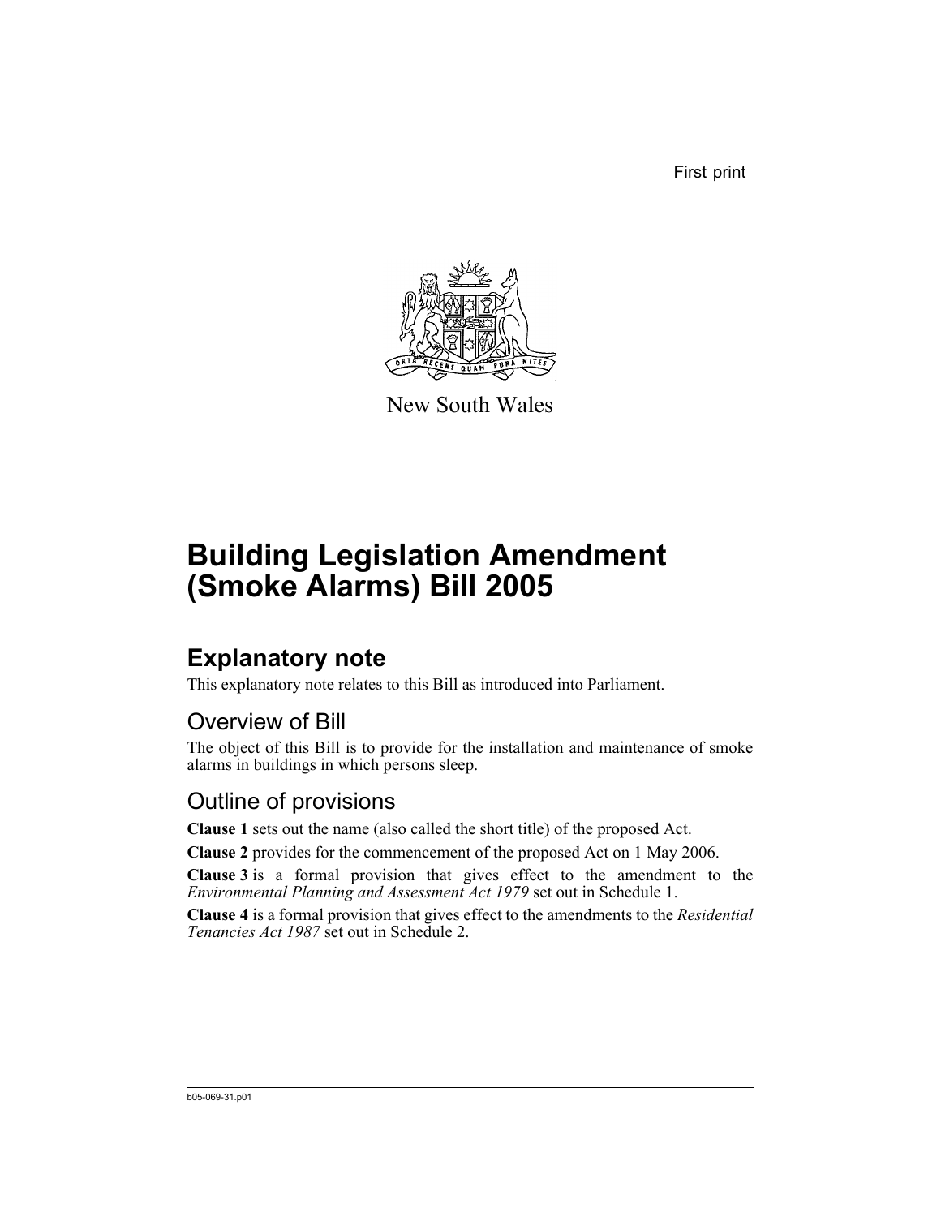First print

New South Wales

# Building Legislation Amendment (Smoke Alarms) Bill 2005

## Explanatory note

This explanatory note relates to this Bill as introduced into Parliament.

### Overview of Bill

The object of this Bill is to provide for the installation and maintenance of smoke alarms in buildings in which persons sleep.

### Outline of provisions

**Clause 1** sets out the name (also called the short title) of the proposed Act.

**Clause 2** provides for the commencement of the proposed Act on 1 May 2006.

**Clause 3** is a formal provision that gives effect to the amendment to the *Environmental Planning and Assessment Act 1979* set out in Schedule 1.

**Clause 4** is a formal provision that gives effect to the amendments to the *Residential Tenancies Act 1987* set out in Schedule 2.

b05-069-31.p01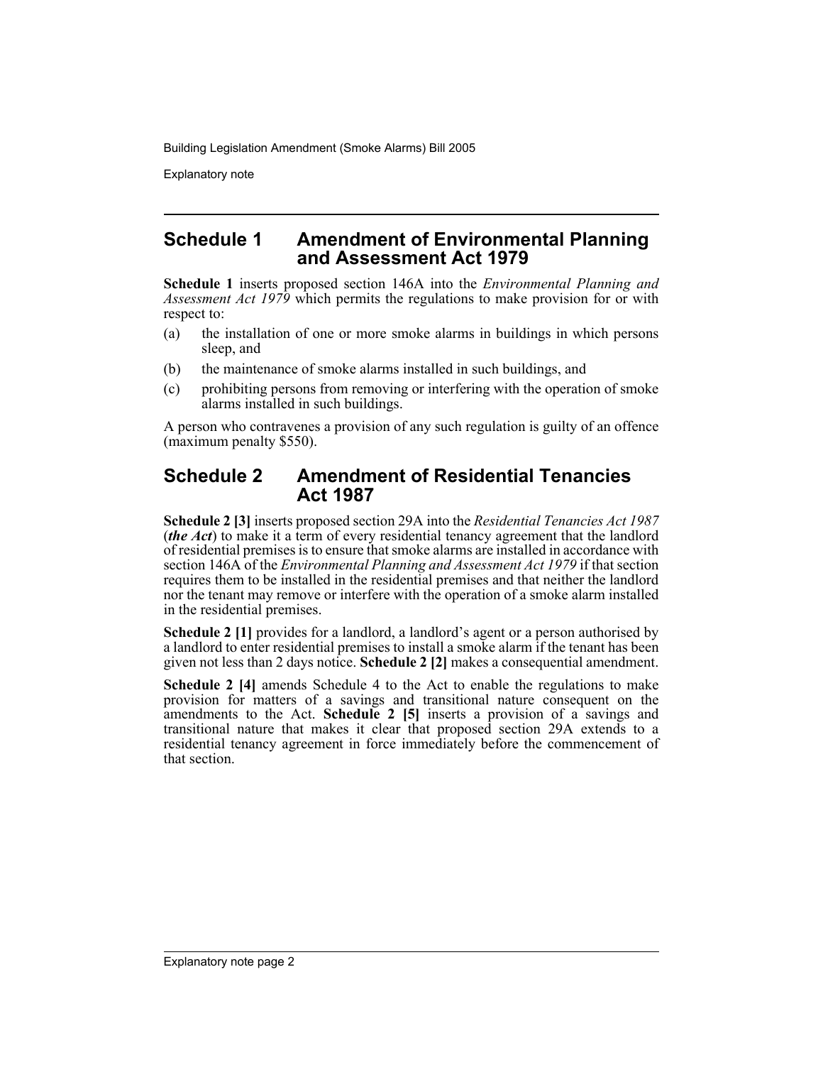## Schedule 1 Amendment of Environmental Planning and Assessment Act 1979

**Schedule 1** inserts proposed section 146A into the *Environmental Planning and Assessment Act 1979* which permits the regulations to make provision for or with respect to:

(a) the installation of one or more smoke alarms in buildings in which persons sleep, and

(b) the maintenance of smoke alarms installed in such buildings, and

(c) prohibiting persons from removing or interfering with the operation of smoke alarms installed in such buildings.

A person who contravenes a provision of any such regulation is guilty of an offence (maximum penalty $550).

## Schedule 2 Amendment of Residential Tenancies Act 1987

**Schedule 2 [3]** inserts proposed section 29A into the *Residential Tenancies Act 1987* (***the Act***) to make it a term of every residential tenancy agreement that the landlord of residential premises is to ensure that smoke alarms are installed in accordance with section 146A of the *Environmental Planning and Assessment Act 1979* if that section requires them to be installed in the residential premises and that neither the landlord nor the tenant may remove or interfere with the operation of a smoke alarm installed in the residential premises.

**Schedule 2 [1]** provides for a landlord, a landlord's agent or a person authorised by a landlord to enter residential premises to install a smoke alarm if the tenant has been given not less than 2 days notice. **Schedule 2 [2]** makes a consequential amendment.

**Schedule 2 [4]** amends Schedule 4 to the Act to enable the regulations to make provision for matters of a savings and transitional nature consequent on the amendments to the Act. **Schedule 2 [5]** inserts a provision of a savings and transitional nature that makes it clear that proposed section 29A extends to a residential tenancy agreement in force immediately before the commencement of that section.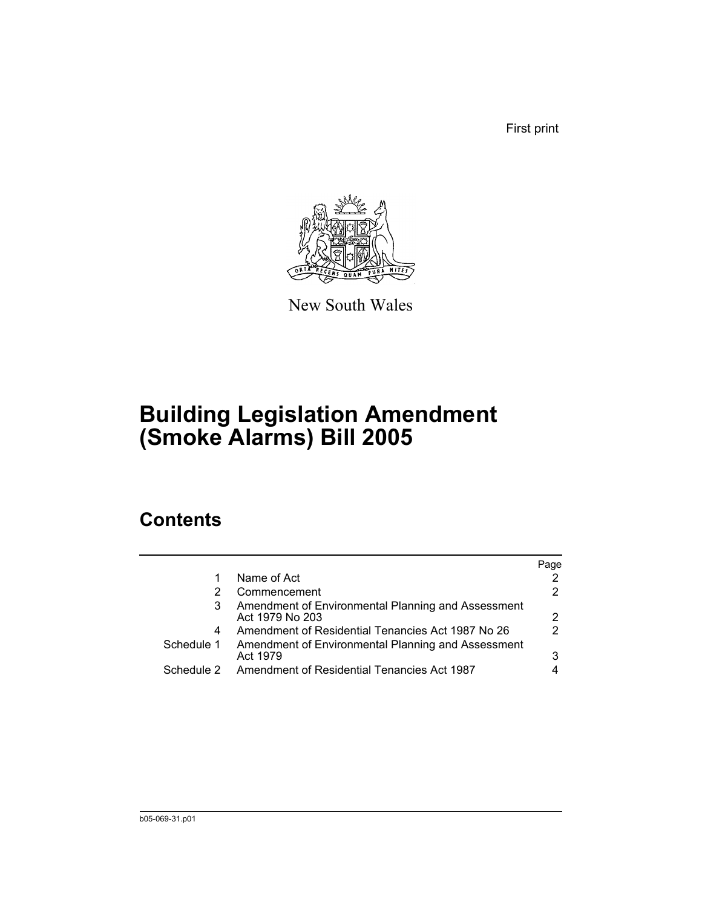First print

New South Wales

# Building Legislation Amendment (Smoke Alarms) Bill 2005

## Contents

| | | Page |
|---|---|---|
| 1 | Name of Act | 2 |
| 2 | Commencement | 2 |
| 3 | Amendment of Environmental Planning and Assessment Act 1979 No 203 | 2 |
| 4 | Amendment of Residential Tenancies Act 1987 No 26 | 2 |
| Schedule 1 | Amendment of Environmental Planning and Assessment Act 1979 | 3 |
| Schedule 2 | Amendment of Residential Tenancies Act 1987 | 4 |

b05-069-31.p01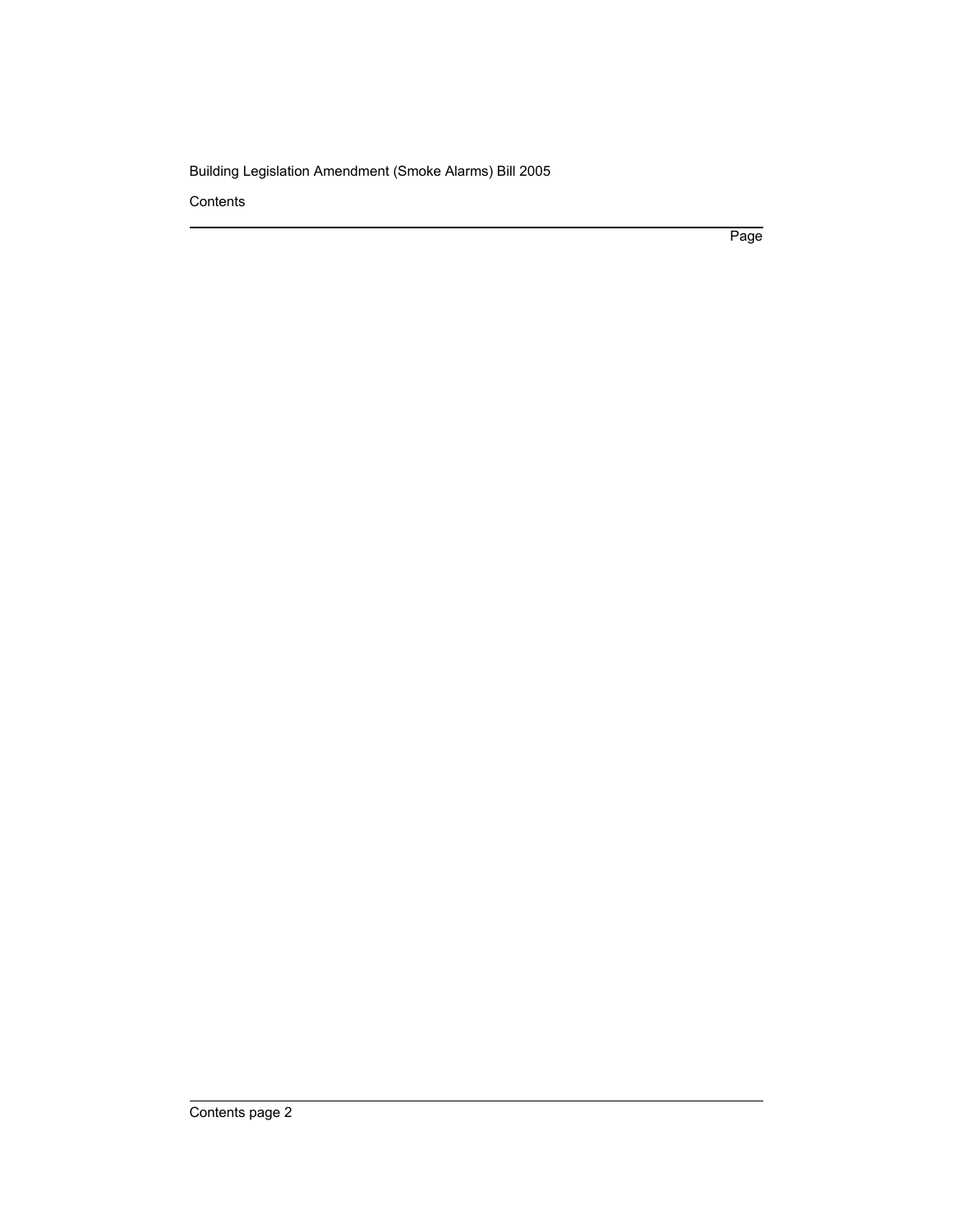Contents

Page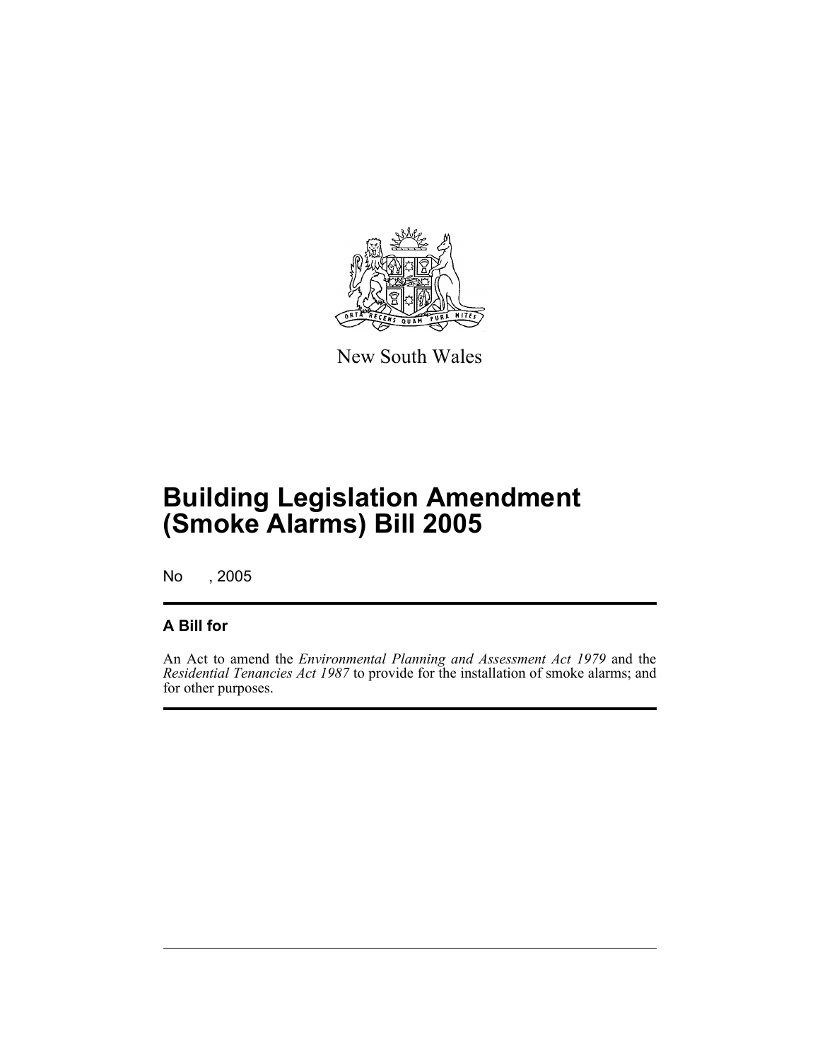New South Wales

# Building Legislation Amendment (Smoke Alarms) Bill 2005

No , 2005

## A Bill for

An Act to amend the *Environmental Planning and Assessment Act 1979* and the *Residential Tenancies Act 1987* to provide for the installation of smoke alarms; and for other purposes.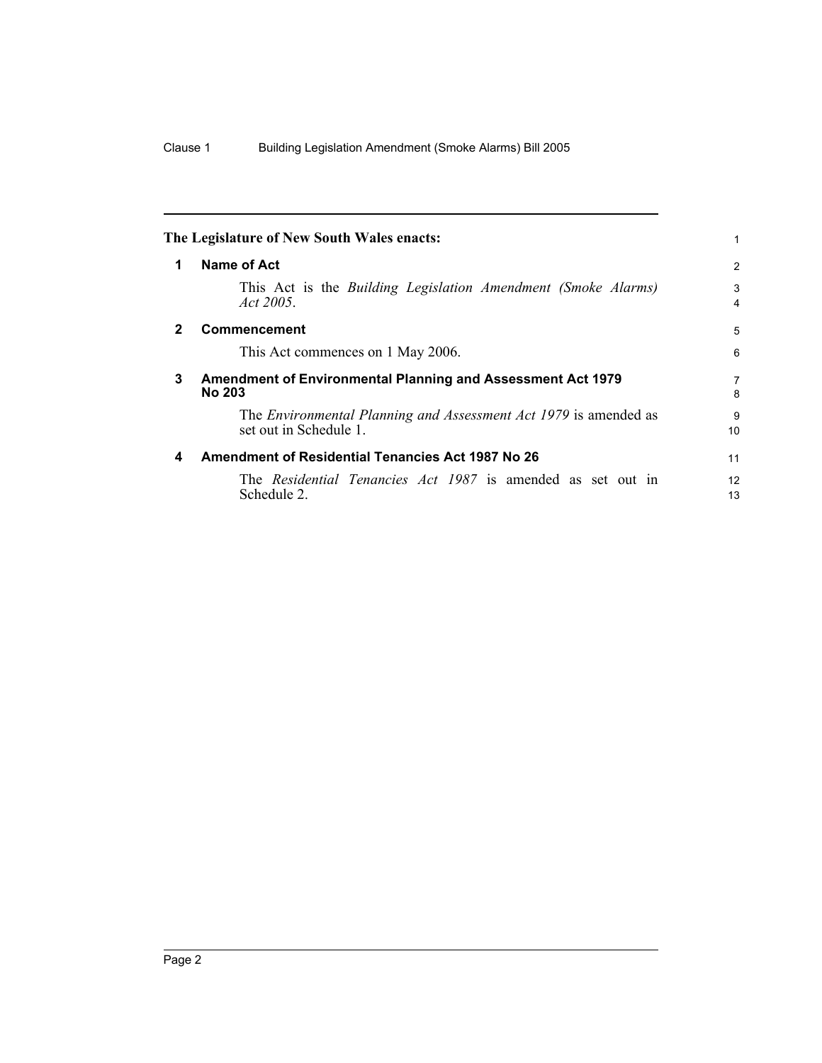**The Legislature of New South Wales enacts:**

## 1 Name of Act

This Act is the *Building Legislation Amendment (Smoke Alarms) Act 2005*.

## 2 Commencement

This Act commences on 1 May 2006.

## 3 Amendment of Environmental Planning and Assessment Act 1979 No 203

The *Environmental Planning and Assessment Act 1979* is amended as set out in Schedule 1.

## 4 Amendment of Residential Tenancies Act 1987 No 26

The *Residential Tenancies Act 1987* is amended as set out in Schedule 2.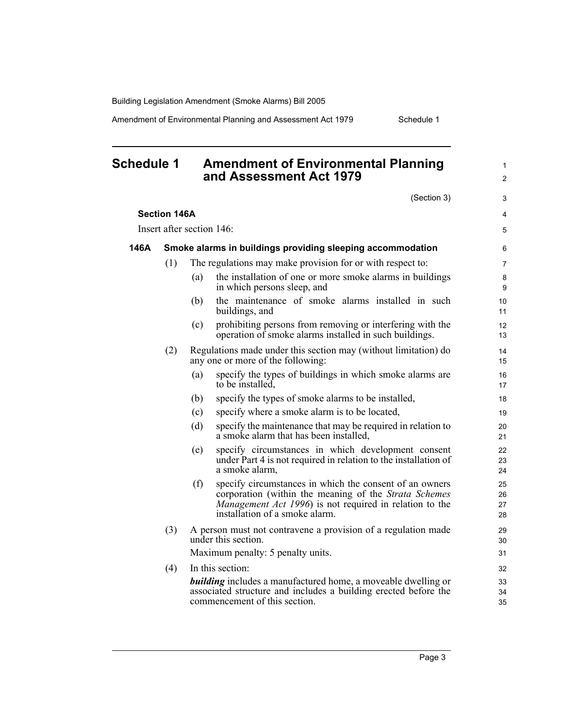# Schedule 1 Amendment of Environmental Planning and Assessment Act 1979

(Section 3)

**Section 146A**

Insert after section 146:

**146A Smoke alarms in buildings providing sleeping accommodation**

(1) The regulations may make provision for or with respect to:

(a) the installation of one or more smoke alarms in buildings in which persons sleep, and

(b) the maintenance of smoke alarms installed in such buildings, and

(c) prohibiting persons from removing or interfering with the operation of smoke alarms installed in such buildings.

(2) Regulations made under this section may (without limitation) do any one or more of the following:

(a) specify the types of buildings in which smoke alarms are to be installed,

(b) specify the types of smoke alarms to be installed,

(c) specify where a smoke alarm is to be located,

(d) specify the maintenance that may be required in relation to a smoke alarm that has been installed,

(e) specify circumstances in which development consent under Part 4 is not required in relation to the installation of a smoke alarm,

(f) specify circumstances in which the consent of an owners corporation (within the meaning of the *Strata Schemes Management Act 1996*) is not required in relation to the installation of a smoke alarm.

(3) A person must not contravene a provision of a regulation made under this section.

Maximum penalty: 5 penalty units.

(4) In this section:

***building*** includes a manufactured home, a moveable dwelling or associated structure and includes a building erected before the commencement of this section.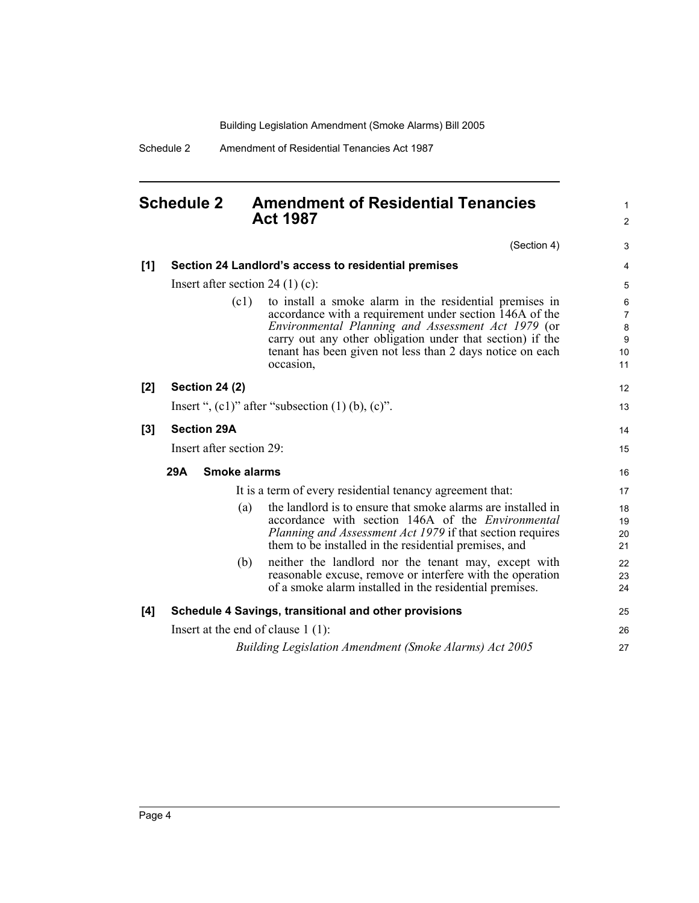## Schedule 2 Amendment of Residential Tenancies Act 1987

(Section 4)

**[1] Section 24 Landlord's access to residential premises**

Insert after section 24 (1) (c):

(c1) to install a smoke alarm in the residential premises in accordance with a requirement under section 146A of the *Environmental Planning and Assessment Act 1979* (or carry out any other obligation under that section) if the tenant has been given not less than 2 days notice on each occasion,

**[2] Section 24 (2)**

Insert ", (c1)" after "subsection (1) (b), (c)".

**[3] Section 29A**

Insert after section 29:

**29A Smoke alarms**

It is a term of every residential tenancy agreement that:

(a) the landlord is to ensure that smoke alarms are installed in accordance with section 146A of the *Environmental Planning and Assessment Act 1979* if that section requires them to be installed in the residential premises, and

(b) neither the landlord nor the tenant may, except with reasonable excuse, remove or interfere with the operation of a smoke alarm installed in the residential premises.

**[4] Schedule 4 Savings, transitional and other provisions**

Insert at the end of clause 1 (1):

*Building Legislation Amendment (Smoke Alarms) Act 2005*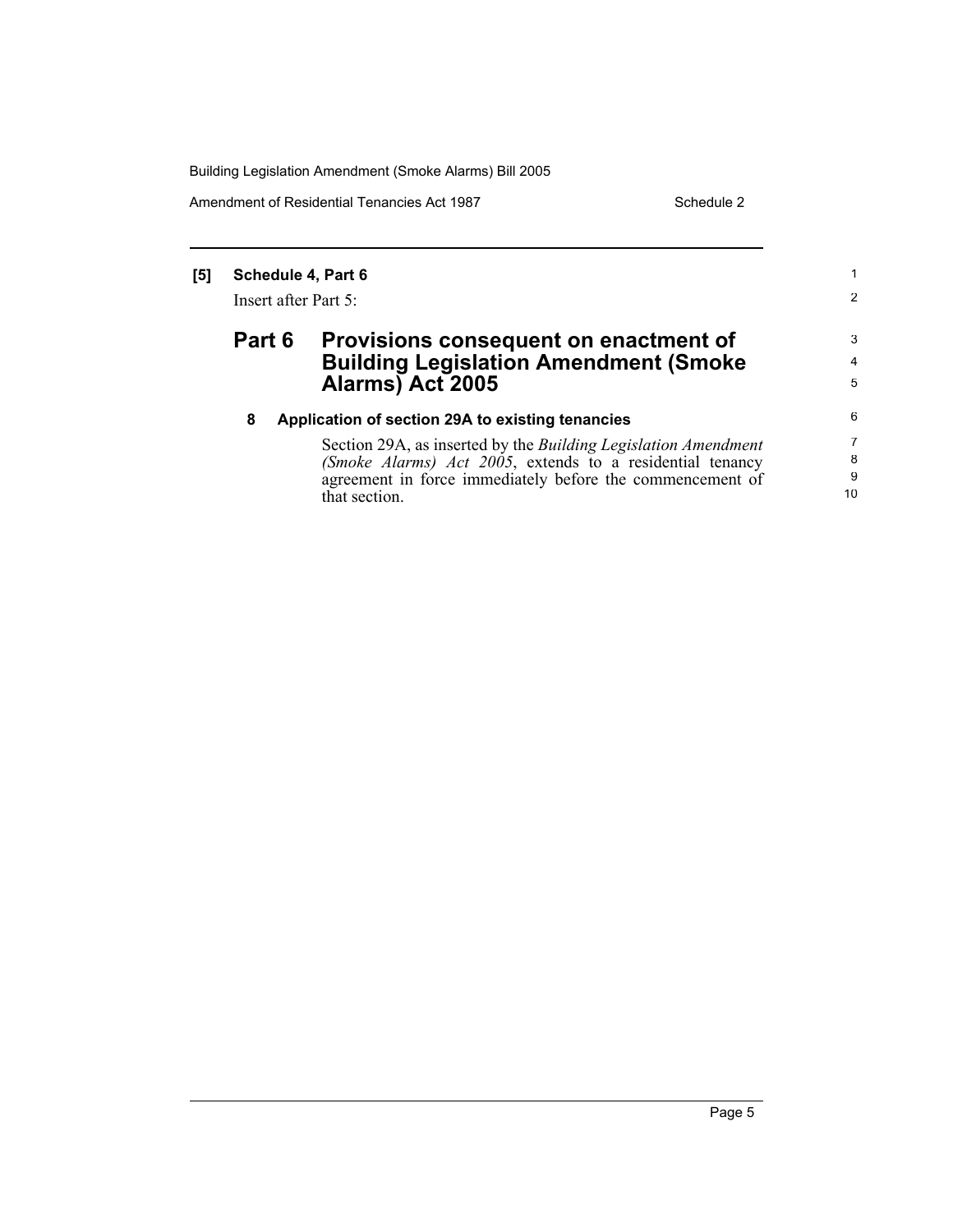**[5] Schedule 4, Part 6**

Insert after Part 5:

## Part 6 Provisions consequent on enactment of Building Legislation Amendment (Smoke Alarms) Act 2005

### 8 Application of section 29A to existing tenancies

Section 29A, as inserted by the *Building Legislation Amendment (Smoke Alarms) Act 2005*, extends to a residential tenancy agreement in force immediately before the commencement of that section.